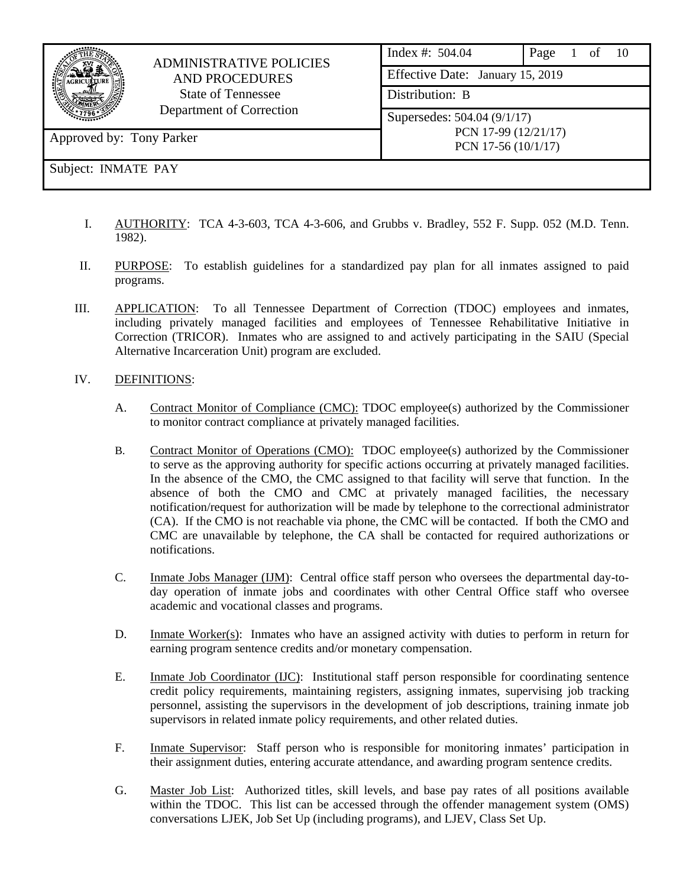| ADMINISTRATIVE POLICIES AND PROCEDURES<br>State of Tennessee<br>Department of Correction | Index #: 504.04 | Page 1 of 10 |
|---|---|---|
| | Effective Date: January 15, 2019 | |
| | Distribution: B | |
| Approved by: Tony Parker | Supersedes: 504.04 (9/1/17)<br>PCN 17-99 (12/21/17)<br>PCN 17-56 (10/1/17) | |
| Subject: INMATE PAY | | |

I. AUTHORITY: TCA 4-3-603, TCA 4-3-606, and Grubbs v. Bradley, 552 F. Supp. 052 (M.D. Tenn. 1982).

II. PURPOSE: To establish guidelines for a standardized pay plan for all inmates assigned to paid programs.

III. APPLICATION: To all Tennessee Department of Correction (TDOC) employees and inmates, including privately managed facilities and employees of Tennessee Rehabilitative Initiative in Correction (TRICOR). Inmates who are assigned to and actively participating in the SAIU (Special Alternative Incarceration Unit) program are excluded.

IV. DEFINITIONS:

A. Contract Monitor of Compliance (CMC): TDOC employee(s) authorized by the Commissioner to monitor contract compliance at privately managed facilities.

B. Contract Monitor of Operations (CMO): TDOC employee(s) authorized by the Commissioner to serve as the approving authority for specific actions occurring at privately managed facilities. In the absence of the CMO, the CMC assigned to that facility will serve that function. In the absence of both the CMO and CMC at privately managed facilities, the necessary notification/request for authorization will be made by telephone to the correctional administrator (CA). If the CMO is not reachable via phone, the CMC will be contacted. If both the CMO and CMC are unavailable by telephone, the CA shall be contacted for required authorizations or notifications.

C. Inmate Jobs Manager (IJM): Central office staff person who oversees the departmental day-to-day operation of inmate jobs and coordinates with other Central Office staff who oversee academic and vocational classes and programs.

D. Inmate Worker(s): Inmates who have an assigned activity with duties to perform in return for earning program sentence credits and/or monetary compensation.

E. Inmate Job Coordinator (IJC): Institutional staff person responsible for coordinating sentence credit policy requirements, maintaining registers, assigning inmates, supervising job tracking personnel, assisting the supervisors in the development of job descriptions, training inmate job supervisors in related inmate policy requirements, and other related duties.

F. Inmate Supervisor: Staff person who is responsible for monitoring inmates' participation in their assignment duties, entering accurate attendance, and awarding program sentence credits.

G. Master Job List: Authorized titles, skill levels, and base pay rates of all positions available within the TDOC. This list can be accessed through the offender management system (OMS) conversations LJEK, Job Set Up (including programs), and LJEV, Class Set Up.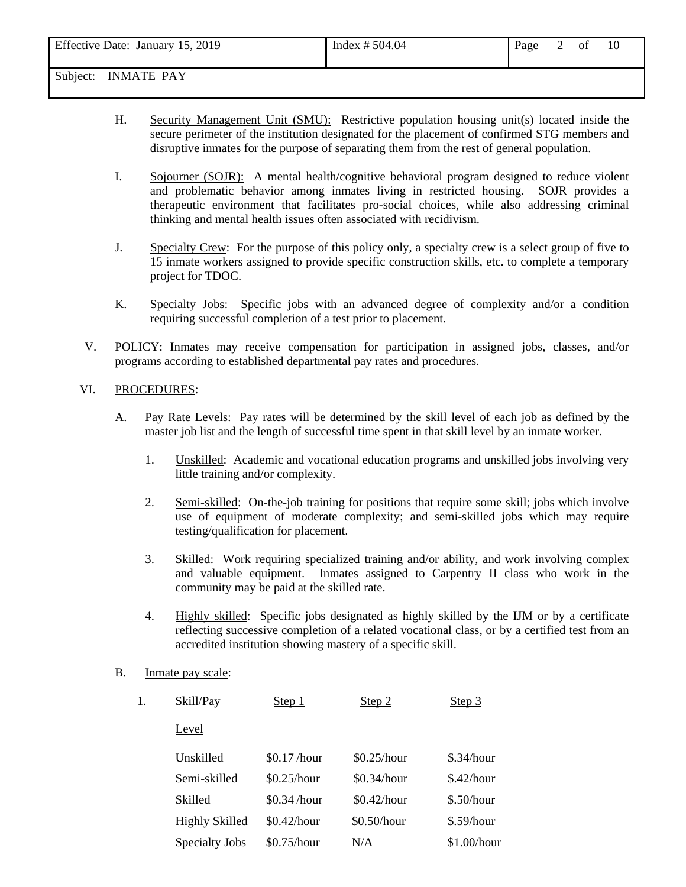H. Security Management Unit (SMU): Restrictive population housing unit(s) located inside the secure perimeter of the institution designated for the placement of confirmed STG members and disruptive inmates for the purpose of separating them from the rest of general population.

I. Sojourner (SOJR): A mental health/cognitive behavioral program designed to reduce violent and problematic behavior among inmates living in restricted housing. SOJR provides a therapeutic environment that facilitates pro-social choices, while also addressing criminal thinking and mental health issues often associated with recidivism.

J. Specialty Crew: For the purpose of this policy only, a specialty crew is a select group of five to 15 inmate workers assigned to provide specific construction skills, etc. to complete a temporary project for TDOC.

K. Specialty Jobs: Specific jobs with an advanced degree of complexity and/or a condition requiring successful completion of a test prior to placement.

V. POLICY: Inmates may receive compensation for participation in assigned jobs, classes, and/or programs according to established departmental pay rates and procedures.

VI. PROCEDURES:

A. Pay Rate Levels: Pay rates will be determined by the skill level of each job as defined by the master job list and the length of successful time spent in that skill level by an inmate worker.

1. Unskilled: Academic and vocational education programs and unskilled jobs involving very little training and/or complexity.

2. Semi-skilled: On-the-job training for positions that require some skill; jobs which involve use of equipment of moderate complexity; and semi-skilled jobs which may require testing/qualification for placement.

3. Skilled: Work requiring specialized training and/or ability, and work involving complex and valuable equipment. Inmates assigned to Carpentry II class who work in the community may be paid at the skilled rate.

4. Highly skilled: Specific jobs designated as highly skilled by the IJM or by a certificate reflecting successive completion of a related vocational class, or by a certified test from an accredited institution showing mastery of a specific skill.

B. Inmate pay scale:

1.

| Skill/Pay Level | Step 1 | Step 2 | Step 3 |
|---|---|---|---|
| Unskilled | $0.17 /hour | $0.25/hour | $.34/hour |
| Semi-skilled | $0.25/hour | $0.34/hour | $.42/hour |
| Skilled | $0.34 /hour | $0.42/hour | $.50/hour |
| Highly Skilled | $0.42/hour | $0.50/hour | $.59/hour |
| Specialty Jobs | $0.75/hour | N/A | $1.00/hour |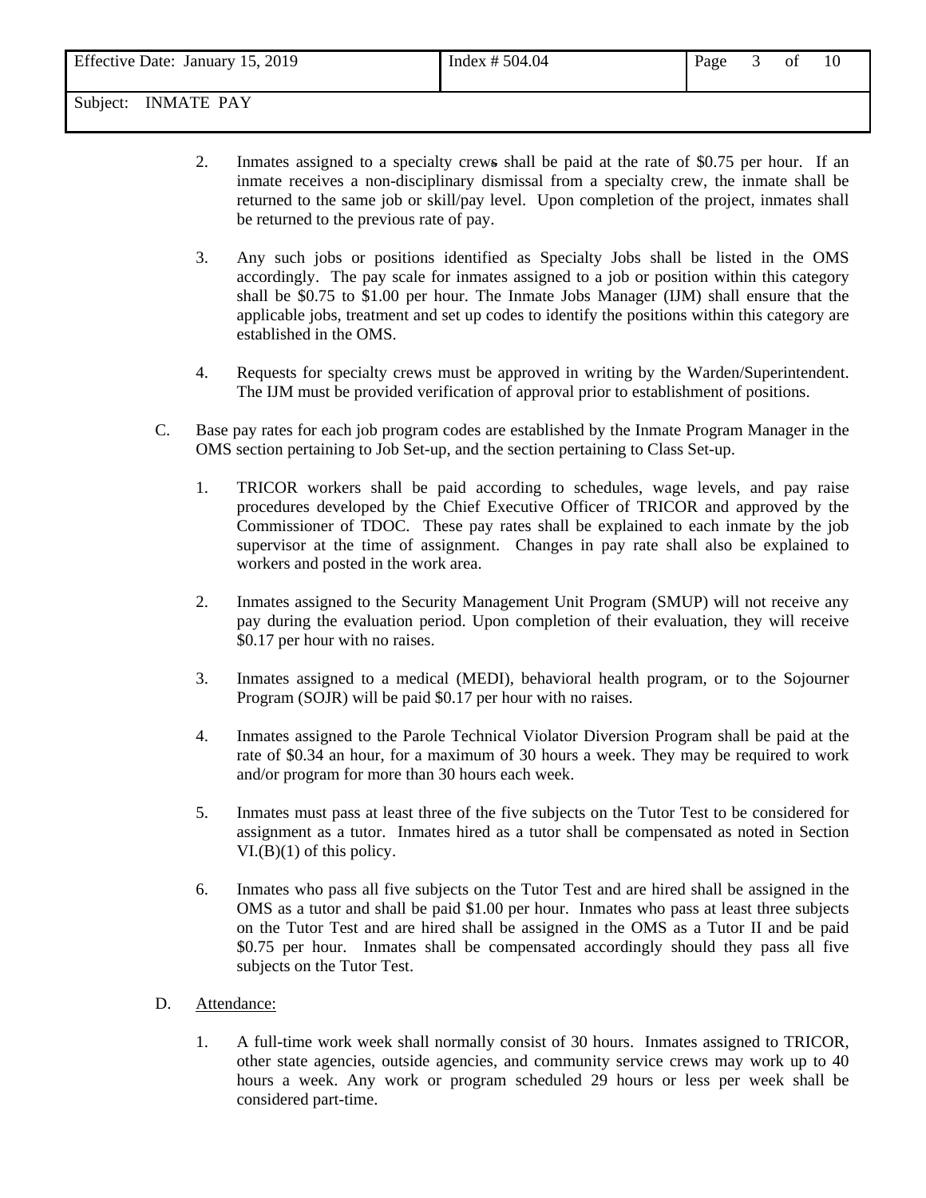2. Inmates assigned to a specialty crews shall be paid at the rate of $0.75 per hour. If an inmate receives a non-disciplinary dismissal from a specialty crew, the inmate shall be returned to the same job or skill/pay level. Upon completion of the project, inmates shall be returned to the previous rate of pay.

3. Any such jobs or positions identified as Specialty Jobs shall be listed in the OMS accordingly. The pay scale for inmates assigned to a job or position within this category shall be $0.75 to $1.00 per hour. The Inmate Jobs Manager (IJM) shall ensure that the applicable jobs, treatment and set up codes to identify the positions within this category are established in the OMS.

4. Requests for specialty crews must be approved in writing by the Warden/Superintendent. The IJM must be provided verification of approval prior to establishment of positions.

C. Base pay rates for each job program codes are established by the Inmate Program Manager in the OMS section pertaining to Job Set-up, and the section pertaining to Class Set-up.

1. TRICOR workers shall be paid according to schedules, wage levels, and pay raise procedures developed by the Chief Executive Officer of TRICOR and approved by the Commissioner of TDOC. These pay rates shall be explained to each inmate by the job supervisor at the time of assignment. Changes in pay rate shall also be explained to workers and posted in the work area.

2. Inmates assigned to the Security Management Unit Program (SMUP) will not receive any pay during the evaluation period. Upon completion of their evaluation, they will receive $0.17 per hour with no raises.

3. Inmates assigned to a medical (MEDI), behavioral health program, or to the Sojourner Program (SOJR) will be paid $0.17 per hour with no raises.

4. Inmates assigned to the Parole Technical Violator Diversion Program shall be paid at the rate of $0.34 an hour, for a maximum of 30 hours a week. They may be required to work and/or program for more than 30 hours each week.

5. Inmates must pass at least three of the five subjects on the Tutor Test to be considered for assignment as a tutor. Inmates hired as a tutor shall be compensated as noted in Section VI.(B)(1) of this policy.

6. Inmates who pass all five subjects on the Tutor Test and are hired shall be assigned in the OMS as a tutor and shall be paid $1.00 per hour. Inmates who pass at least three subjects on the Tutor Test and are hired shall be assigned in the OMS as a Tutor II and be paid $0.75 per hour. Inmates shall be compensated accordingly should they pass all five subjects on the Tutor Test.

D. <u>Attendance:</u>

1. A full-time work week shall normally consist of 30 hours. Inmates assigned to TRICOR, other state agencies, outside agencies, and community service crews may work up to 40 hours a week. Any work or program scheduled 29 hours or less per week shall be considered part-time.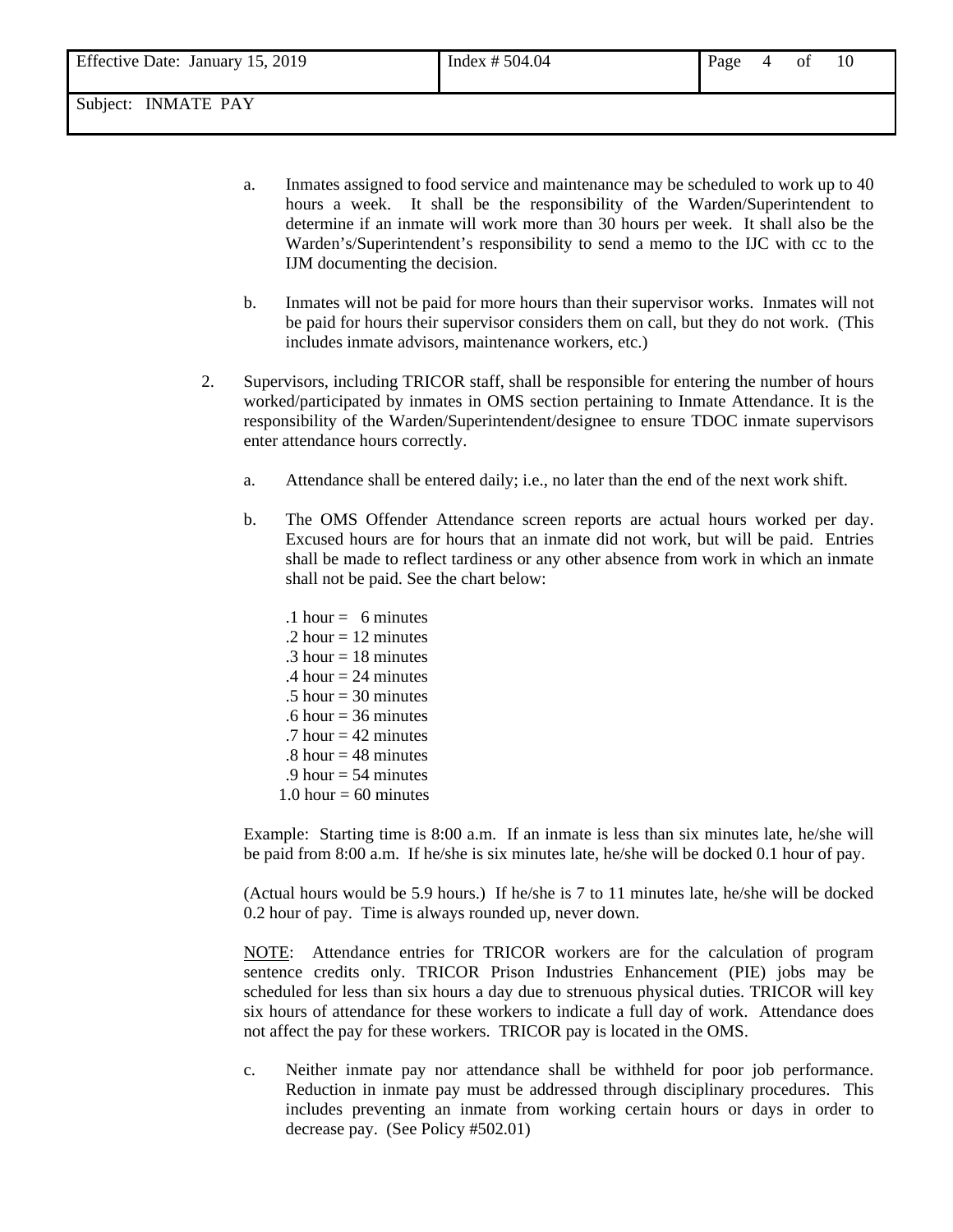a. Inmates assigned to food service and maintenance may be scheduled to work up to 40 hours a week. It shall be the responsibility of the Warden/Superintendent to determine if an inmate will work more than 30 hours per week. It shall also be the Warden's/Superintendent's responsibility to send a memo to the IJC with cc to the IJM documenting the decision.

b. Inmates will not be paid for more hours than their supervisor works. Inmates will not be paid for hours their supervisor considers them on call, but they do not work. (This includes inmate advisors, maintenance workers, etc.)

2. Supervisors, including TRICOR staff, shall be responsible for entering the number of hours worked/participated by inmates in OMS section pertaining to Inmate Attendance. It is the responsibility of the Warden/Superintendent/designee to ensure TDOC inmate supervisors enter attendance hours correctly.

   a. Attendance shall be entered daily; i.e., no later than the end of the next work shift.

   b. The OMS Offender Attendance screen reports are actual hours worked per day. Excused hours are for hours that an inmate did not work, but will be paid. Entries shall be made to reflect tardiness or any other absence from work in which an inmate shall not be paid. See the chart below:

      .1 hour = 6 minutes
      .2 hour = 12 minutes
      .3 hour = 18 minutes
      .4 hour = 24 minutes
      .5 hour = 30 minutes
      .6 hour = 36 minutes
      .7 hour = 42 minutes
      .8 hour = 48 minutes
      .9 hour = 54 minutes
      1.0 hour = 60 minutes

   Example: Starting time is 8:00 a.m. If an inmate is less than six minutes late, he/she will be paid from 8:00 a.m. If he/she is six minutes late, he/she will be docked 0.1 hour of pay.

   (Actual hours would be 5.9 hours.) If he/she is 7 to 11 minutes late, he/she will be docked 0.2 hour of pay. Time is always rounded up, never down.

   NOTE: Attendance entries for TRICOR workers are for the calculation of program sentence credits only. TRICOR Prison Industries Enhancement (PIE) jobs may be scheduled for less than six hours a day due to strenuous physical duties. TRICOR will key six hours of attendance for these workers to indicate a full day of work. Attendance does not affect the pay for these workers. TRICOR pay is located in the OMS.

   c. Neither inmate pay nor attendance shall be withheld for poor job performance. Reduction in inmate pay must be addressed through disciplinary procedures. This includes preventing an inmate from working certain hours or days in order to decrease pay. (See Policy #502.01)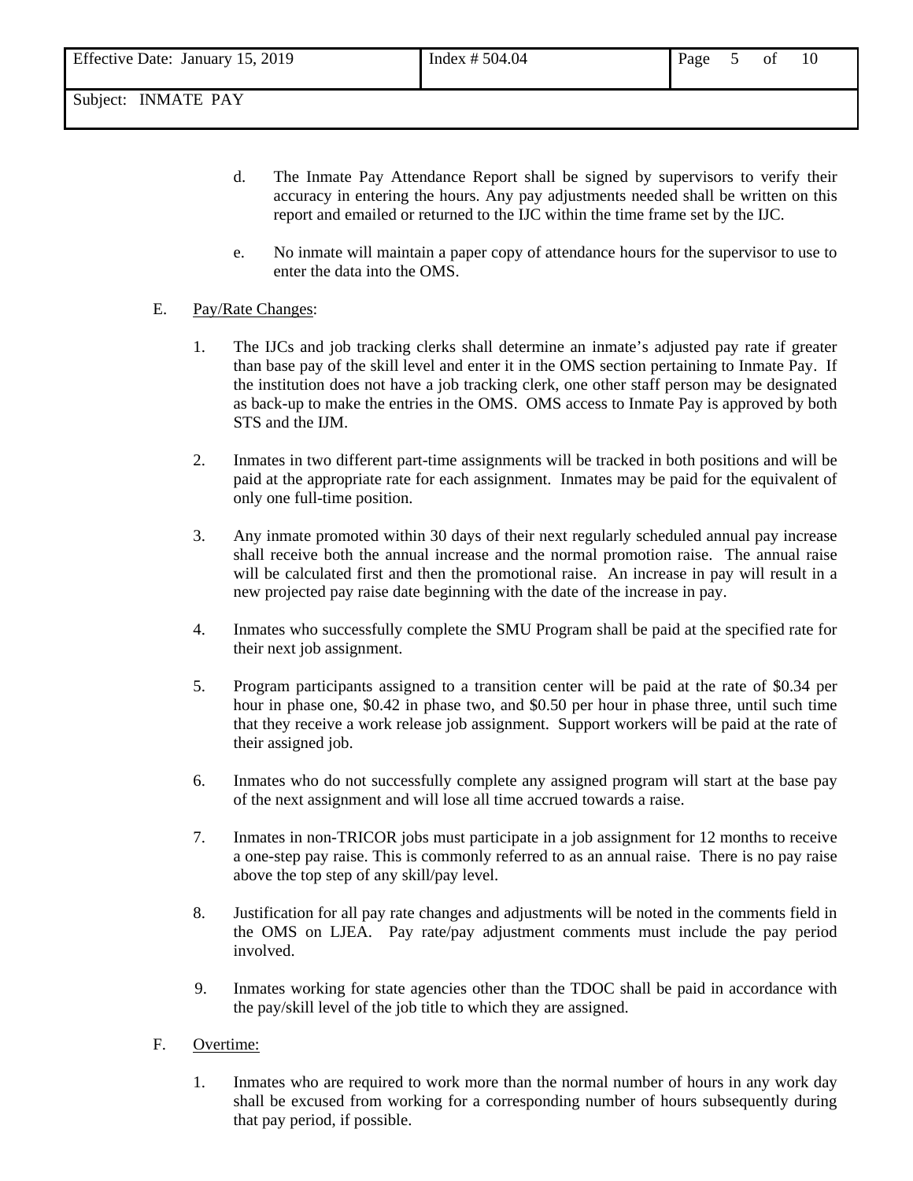d. The Inmate Pay Attendance Report shall be signed by supervisors to verify their accuracy in entering the hours. Any pay adjustments needed shall be written on this report and emailed or returned to the IJC within the time frame set by the IJC.

e. No inmate will maintain a paper copy of attendance hours for the supervisor to use to enter the data into the OMS.

E. Pay/Rate Changes:

1. The IJCs and job tracking clerks shall determine an inmate's adjusted pay rate if greater than base pay of the skill level and enter it in the OMS section pertaining to Inmate Pay. If the institution does not have a job tracking clerk, one other staff person may be designated as back-up to make the entries in the OMS. OMS access to Inmate Pay is approved by both STS and the IJM.

2. Inmates in two different part-time assignments will be tracked in both positions and will be paid at the appropriate rate for each assignment. Inmates may be paid for the equivalent of only one full-time position.

3. Any inmate promoted within 30 days of their next regularly scheduled annual pay increase shall receive both the annual increase and the normal promotion raise. The annual raise will be calculated first and then the promotional raise. An increase in pay will result in a new projected pay raise date beginning with the date of the increase in pay.

4. Inmates who successfully complete the SMU Program shall be paid at the specified rate for their next job assignment.

5. Program participants assigned to a transition center will be paid at the rate of $0.34 per hour in phase one, $0.42 in phase two, and $0.50 per hour in phase three, until such time that they receive a work release job assignment. Support workers will be paid at the rate of their assigned job.

6. Inmates who do not successfully complete any assigned program will start at the base pay of the next assignment and will lose all time accrued towards a raise.

7. Inmates in non-TRICOR jobs must participate in a job assignment for 12 months to receive a one-step pay raise. This is commonly referred to as an annual raise. There is no pay raise above the top step of any skill/pay level.

8. Justification for all pay rate changes and adjustments will be noted in the comments field in the OMS on LJEA. Pay rate/pay adjustment comments must include the pay period involved.

9. Inmates working for state agencies other than the TDOC shall be paid in accordance with the pay/skill level of the job title to which they are assigned.

F. Overtime:

1. Inmates who are required to work more than the normal number of hours in any work day shall be excused from working for a corresponding number of hours subsequently during that pay period, if possible.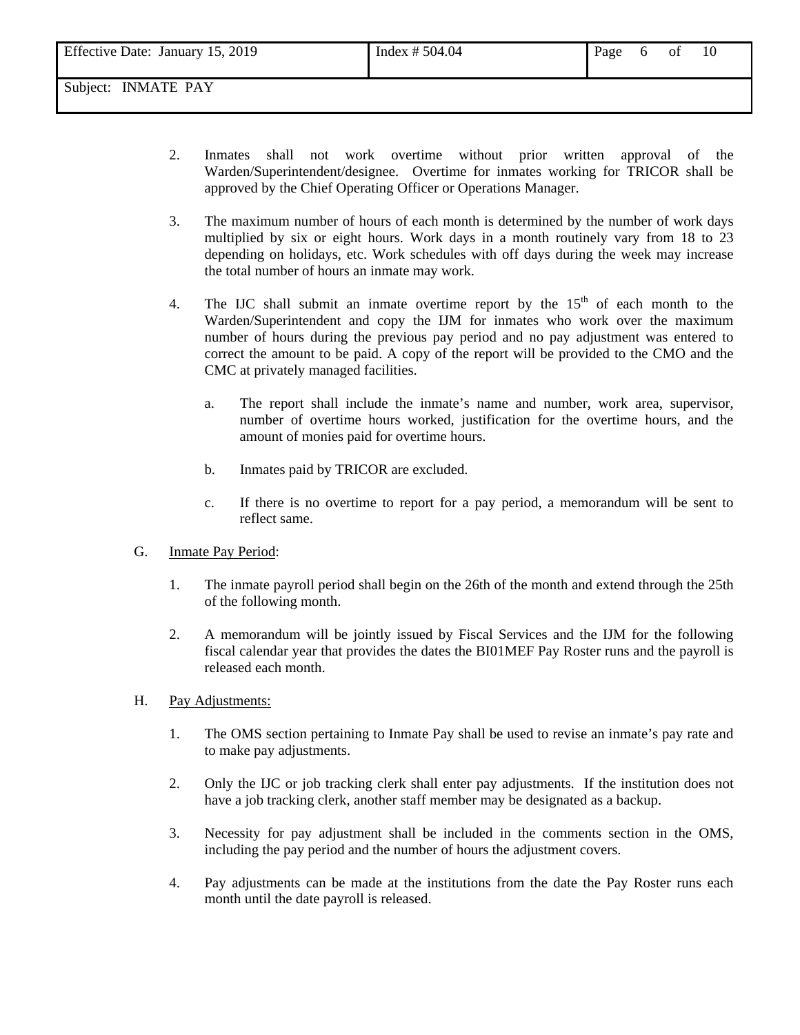2. Inmates shall not work overtime without prior written approval of the Warden/Superintendent/designee. Overtime for inmates working for TRICOR shall be approved by the Chief Operating Officer or Operations Manager.

3. The maximum number of hours of each month is determined by the number of work days multiplied by six or eight hours. Work days in a month routinely vary from 18 to 23 depending on holidays, etc. Work schedules with off days during the week may increase the total number of hours an inmate may work.

4. The IJC shall submit an inmate overtime report by the 15th of each month to the Warden/Superintendent and copy the IJM for inmates who work over the maximum number of hours during the previous pay period and no pay adjustment was entered to correct the amount to be paid. A copy of the report will be provided to the CMO and the CMC at privately managed facilities.

   a. The report shall include the inmate's name and number, work area, supervisor, number of overtime hours worked, justification for the overtime hours, and the amount of monies paid for overtime hours.

   b. Inmates paid by TRICOR are excluded.

   c. If there is no overtime to report for a pay period, a memorandum will be sent to reflect same.

G. Inmate Pay Period:

1. The inmate payroll period shall begin on the 26th of the month and extend through the 25th of the following month.

2. A memorandum will be jointly issued by Fiscal Services and the IJM for the following fiscal calendar year that provides the dates the BI01MEF Pay Roster runs and the payroll is released each month.

H. Pay Adjustments:

1. The OMS section pertaining to Inmate Pay shall be used to revise an inmate's pay rate and to make pay adjustments.

2. Only the IJC or job tracking clerk shall enter pay adjustments. If the institution does not have a job tracking clerk, another staff member may be designated as a backup.

3. Necessity for pay adjustment shall be included in the comments section in the OMS, including the pay period and the number of hours the adjustment covers.

4. Pay adjustments can be made at the institutions from the date the Pay Roster runs each month until the date payroll is released.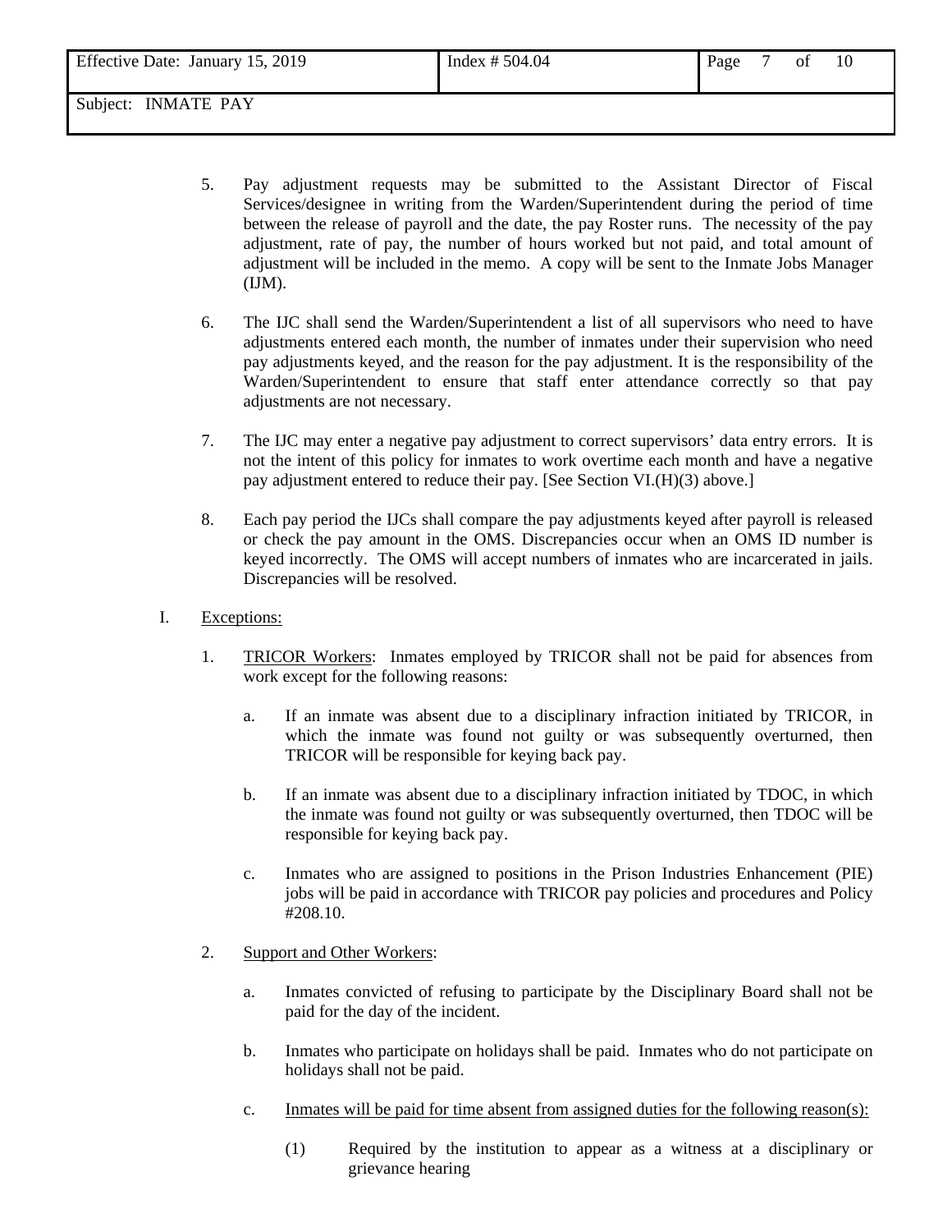5. Pay adjustment requests may be submitted to the Assistant Director of Fiscal Services/designee in writing from the Warden/Superintendent during the period of time between the release of payroll and the date, the pay Roster runs. The necessity of the pay adjustment, rate of pay, the number of hours worked but not paid, and total amount of adjustment will be included in the memo. A copy will be sent to the Inmate Jobs Manager (IJM).

6. The IJC shall send the Warden/Superintendent a list of all supervisors who need to have adjustments entered each month, the number of inmates under their supervision who need pay adjustments keyed, and the reason for the pay adjustment. It is the responsibility of the Warden/Superintendent to ensure that staff enter attendance correctly so that pay adjustments are not necessary.

7. The IJC may enter a negative pay adjustment to correct supervisors' data entry errors. It is not the intent of this policy for inmates to work overtime each month and have a negative pay adjustment entered to reduce their pay. [See Section VI.(H)(3) above.]

8. Each pay period the IJCs shall compare the pay adjustments keyed after payroll is released or check the pay amount in the OMS. Discrepancies occur when an OMS ID number is keyed incorrectly. The OMS will accept numbers of inmates who are incarcerated in jails. Discrepancies will be resolved.

I. Exceptions:

1. TRICOR Workers: Inmates employed by TRICOR shall not be paid for absences from work except for the following reasons:

   a. If an inmate was absent due to a disciplinary infraction initiated by TRICOR, in which the inmate was found not guilty or was subsequently overturned, then TRICOR will be responsible for keying back pay.

   b. If an inmate was absent due to a disciplinary infraction initiated by TDOC, in which the inmate was found not guilty or was subsequently overturned, then TDOC will be responsible for keying back pay.

   c. Inmates who are assigned to positions in the Prison Industries Enhancement (PIE) jobs will be paid in accordance with TRICOR pay policies and procedures and Policy #208.10.

2. Support and Other Workers:

   a. Inmates convicted of refusing to participate by the Disciplinary Board shall not be paid for the day of the incident.

   b. Inmates who participate on holidays shall be paid. Inmates who do not participate on holidays shall not be paid.

   c. Inmates will be paid for time absent from assigned duties for the following reason(s):

      (1) Required by the institution to appear as a witness at a disciplinary or grievance hearing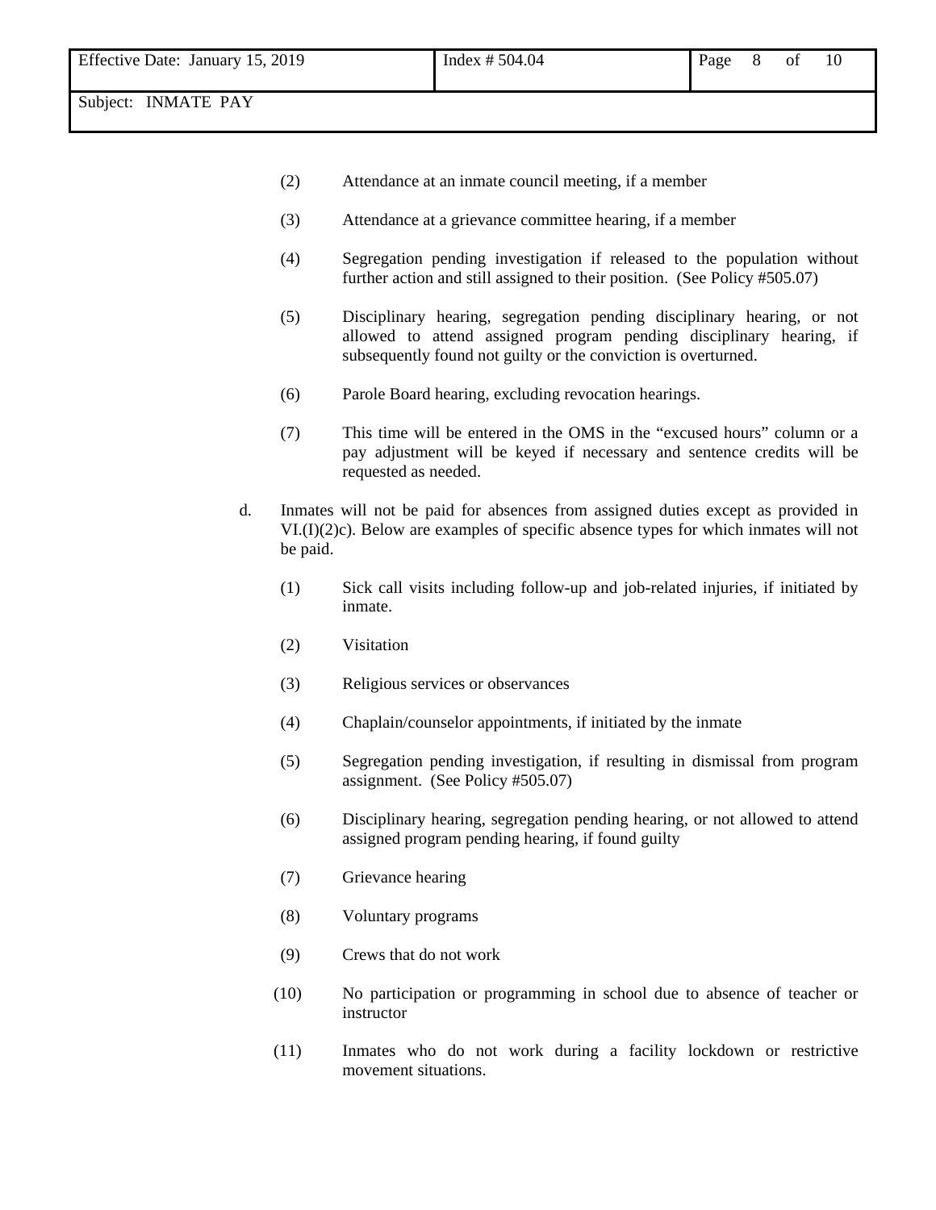(2) Attendance at an inmate council meeting, if a member

(3) Attendance at a grievance committee hearing, if a member

(4) Segregation pending investigation if released to the population without further action and still assigned to their position. (See Policy #505.07)

(5) Disciplinary hearing, segregation pending disciplinary hearing, or not allowed to attend assigned program pending disciplinary hearing, if subsequently found not guilty or the conviction is overturned.

(6) Parole Board hearing, excluding revocation hearings.

(7) This time will be entered in the OMS in the "excused hours" column or a pay adjustment will be keyed if necessary and sentence credits will be requested as needed.

d. Inmates will not be paid for absences from assigned duties except as provided in VI.(I)(2)c). Below are examples of specific absence types for which inmates will not be paid.

(1) Sick call visits including follow-up and job-related injuries, if initiated by inmate.

(2) Visitation

(3) Religious services or observances

(4) Chaplain/counselor appointments, if initiated by the inmate

(5) Segregation pending investigation, if resulting in dismissal from program assignment. (See Policy #505.07)

(6) Disciplinary hearing, segregation pending hearing, or not allowed to attend assigned program pending hearing, if found guilty

(7) Grievance hearing

(8) Voluntary programs

(9) Crews that do not work

(10) No participation or programming in school due to absence of teacher or instructor

(11) Inmates who do not work during a facility lockdown or restrictive movement situations.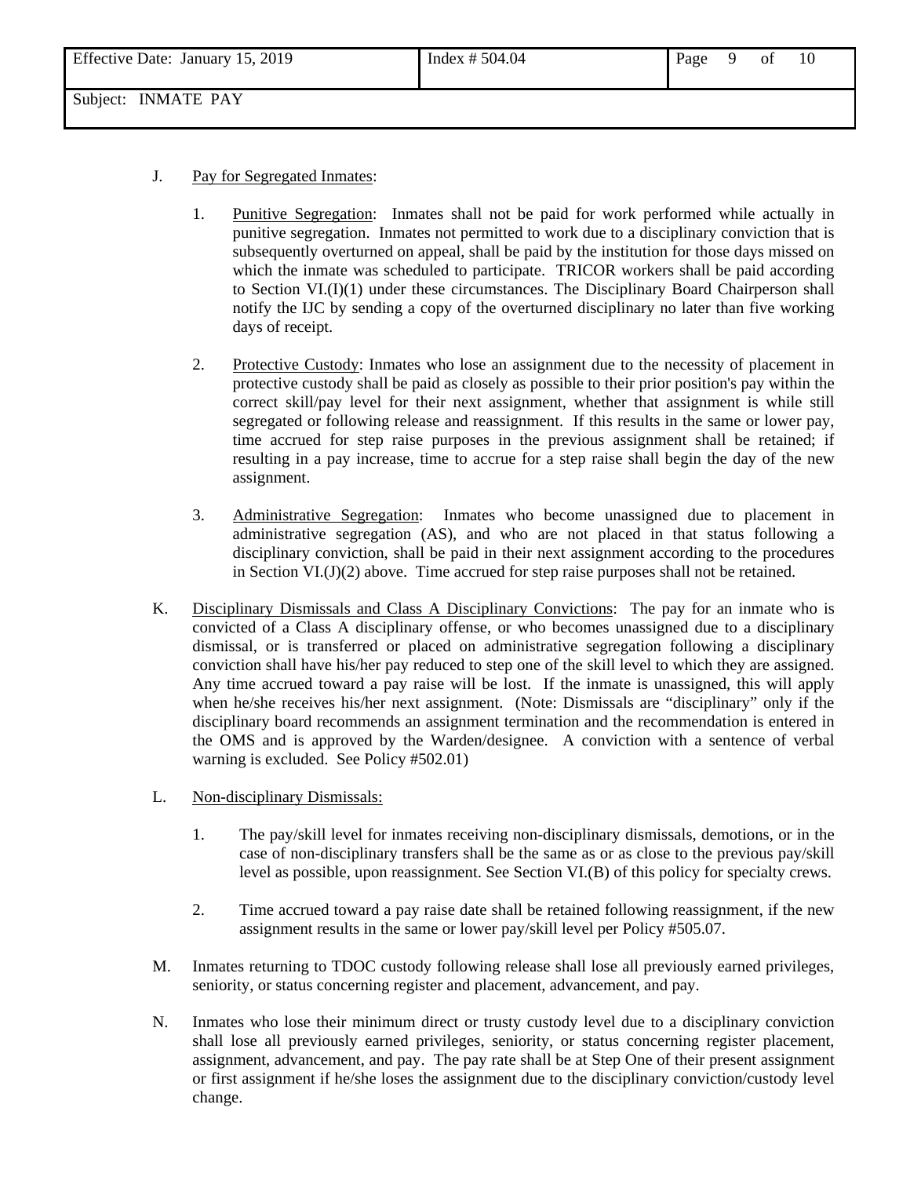J. Pay for Segregated Inmates:

1. Punitive Segregation: Inmates shall not be paid for work performed while actually in punitive segregation. Inmates not permitted to work due to a disciplinary conviction that is subsequently overturned on appeal, shall be paid by the institution for those days missed on which the inmate was scheduled to participate. TRICOR workers shall be paid according to Section VI.(I)(1) under these circumstances. The Disciplinary Board Chairperson shall notify the IJC by sending a copy of the overturned disciplinary no later than five working days of receipt.

2. Protective Custody: Inmates who lose an assignment due to the necessity of placement in protective custody shall be paid as closely as possible to their prior position's pay within the correct skill/pay level for their next assignment, whether that assignment is while still segregated or following release and reassignment. If this results in the same or lower pay, time accrued for step raise purposes in the previous assignment shall be retained; if resulting in a pay increase, time to accrue for a step raise shall begin the day of the new assignment.

3. Administrative Segregation: Inmates who become unassigned due to placement in administrative segregation (AS), and who are not placed in that status following a disciplinary conviction, shall be paid in their next assignment according to the procedures in Section VI.(J)(2) above. Time accrued for step raise purposes shall not be retained.

K. Disciplinary Dismissals and Class A Disciplinary Convictions: The pay for an inmate who is convicted of a Class A disciplinary offense, or who becomes unassigned due to a disciplinary dismissal, or is transferred or placed on administrative segregation following a disciplinary conviction shall have his/her pay reduced to step one of the skill level to which they are assigned. Any time accrued toward a pay raise will be lost. If the inmate is unassigned, this will apply when he/she receives his/her next assignment. (Note: Dismissals are "disciplinary" only if the disciplinary board recommends an assignment termination and the recommendation is entered in the OMS and is approved by the Warden/designee. A conviction with a sentence of verbal warning is excluded. See Policy #502.01)

L. Non-disciplinary Dismissals:

1. The pay/skill level for inmates receiving non-disciplinary dismissals, demotions, or in the case of non-disciplinary transfers shall be the same as or as close to the previous pay/skill level as possible, upon reassignment. See Section VI.(B) of this policy for specialty crews.

2. Time accrued toward a pay raise date shall be retained following reassignment, if the new assignment results in the same or lower pay/skill level per Policy #505.07.

M. Inmates returning to TDOC custody following release shall lose all previously earned privileges, seniority, or status concerning register and placement, advancement, and pay.

N. Inmates who lose their minimum direct or trusty custody level due to a disciplinary conviction shall lose all previously earned privileges, seniority, or status concerning register placement, assignment, advancement, and pay. The pay rate shall be at Step One of their present assignment or first assignment if he/she loses the assignment due to the disciplinary conviction/custody level change.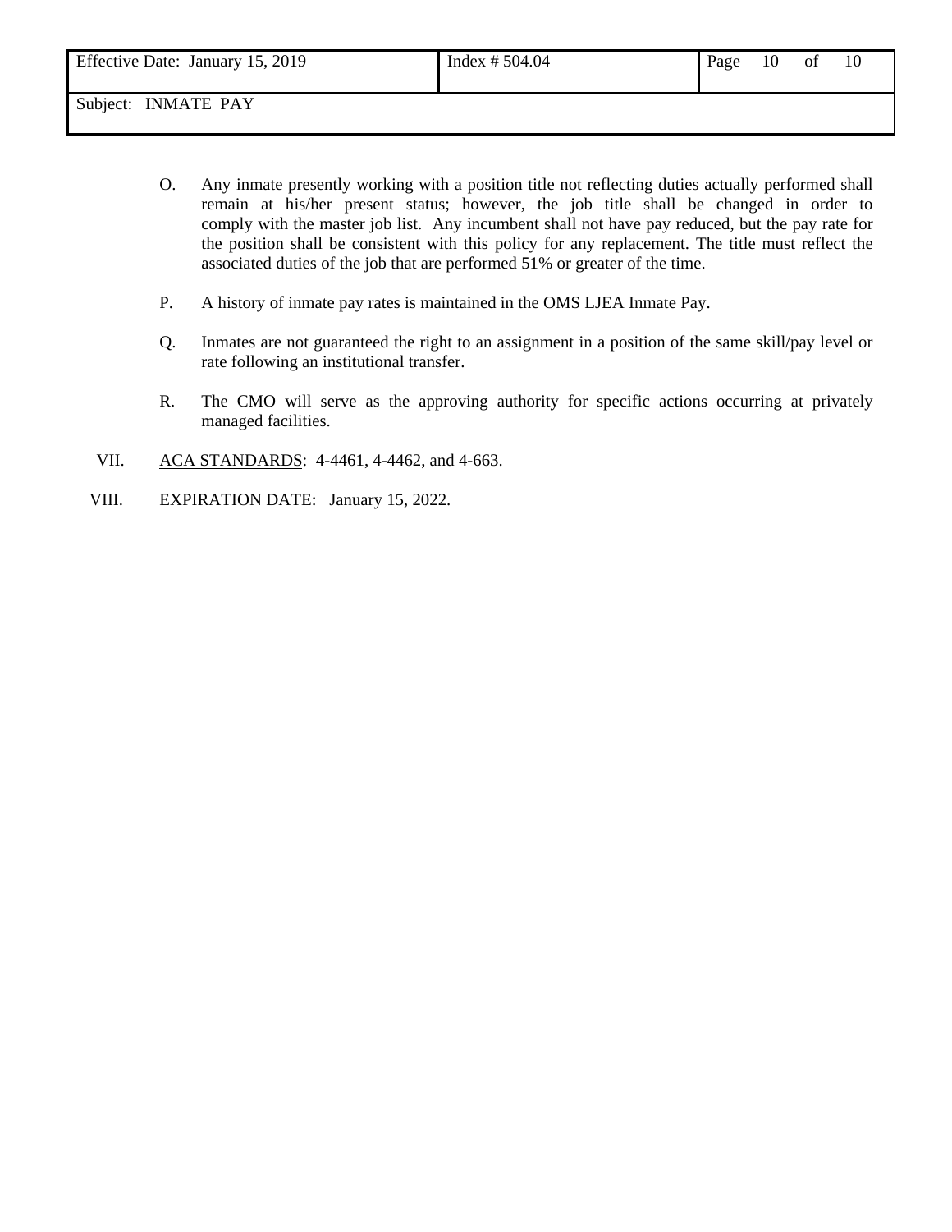O. Any inmate presently working with a position title not reflecting duties actually performed shall remain at his/her present status; however, the job title shall be changed in order to comply with the master job list. Any incumbent shall not have pay reduced, but the pay rate for the position shall be consistent with this policy for any replacement. The title must reflect the associated duties of the job that are performed 51% or greater of the time.

P. A history of inmate pay rates is maintained in the OMS LJEA Inmate Pay.

Q. Inmates are not guaranteed the right to an assignment in a position of the same skill/pay level or rate following an institutional transfer.

R. The CMO will serve as the approving authority for specific actions occurring at privately managed facilities.

VII. ACA STANDARDS: 4-4461, 4-4462, and 4-663.

VIII. EXPIRATION DATE: January 15, 2022.